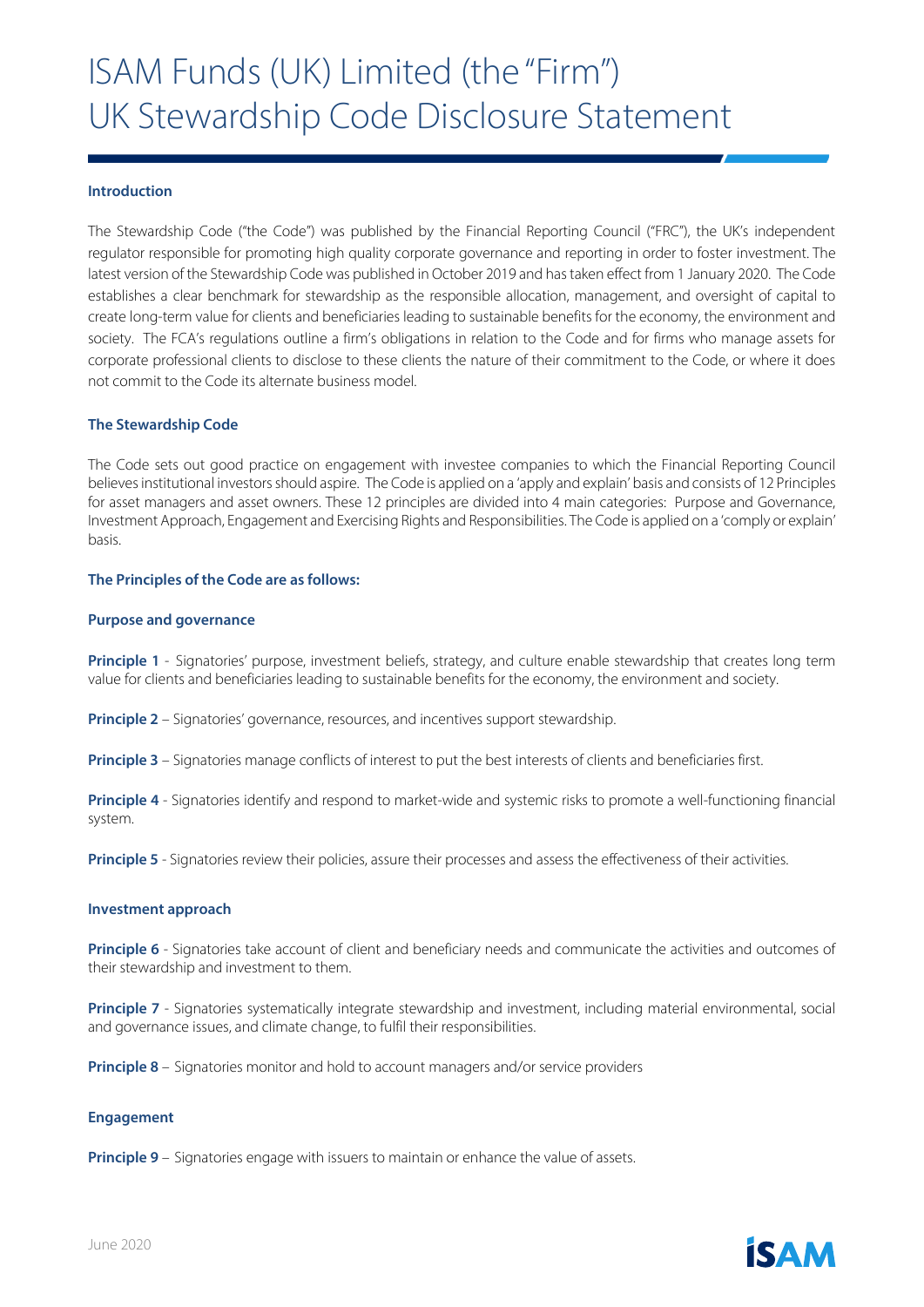# ISAM Funds (UK) Limited (the "Firm")
# UK Stewardship Code Disclosure Statement

### Introduction

The Stewardship Code ("the Code") was published by the Financial Reporting Council ("FRC"), the UK's independent regulator responsible for promoting high quality corporate governance and reporting in order to foster investment. The latest version of the Stewardship Code was published in October 2019 and has taken effect from 1 January 2020. The Code establishes a clear benchmark for stewardship as the responsible allocation, management, and oversight of capital to create long-term value for clients and beneficiaries leading to sustainable benefits for the economy, the environment and society. The FCA's regulations outline a firm's obligations in relation to the Code and for firms who manage assets for corporate professional clients to disclose to these clients the nature of their commitment to the Code, or where it does not commit to the Code its alternate business model.

### The Stewardship Code

The Code sets out good practice on engagement with investee companies to which the Financial Reporting Council believes institutional investors should aspire. The Code is applied on a 'apply and explain' basis and consists of 12 Principles for asset managers and asset owners. These 12 principles are divided into 4 main categories: Purpose and Governance, Investment Approach, Engagement and Exercising Rights and Responsibilities. The Code is applied on a 'comply or explain' basis.

### The Principles of the Code are as follows:

#### Purpose and governance

**Principle 1** - Signatories' purpose, investment beliefs, strategy, and culture enable stewardship that creates long term value for clients and beneficiaries leading to sustainable benefits for the economy, the environment and society.

**Principle 2** – Signatories' governance, resources, and incentives support stewardship.

**Principle 3** – Signatories manage conflicts of interest to put the best interests of clients and beneficiaries first.

**Principle 4** - Signatories identify and respond to market-wide and systemic risks to promote a well-functioning financial system.

**Principle 5** - Signatories review their policies, assure their processes and assess the effectiveness of their activities.

#### Investment approach

**Principle 6** - Signatories take account of client and beneficiary needs and communicate the activities and outcomes of their stewardship and investment to them.

**Principle 7** - Signatories systematically integrate stewardship and investment, including material environmental, social and governance issues, and climate change, to fulfil their responsibilities.

**Principle 8** – Signatories monitor and hold to account managers and/or service providers

#### Engagement

**Principle 9** – Signatories engage with issuers to maintain or enhance the value of assets.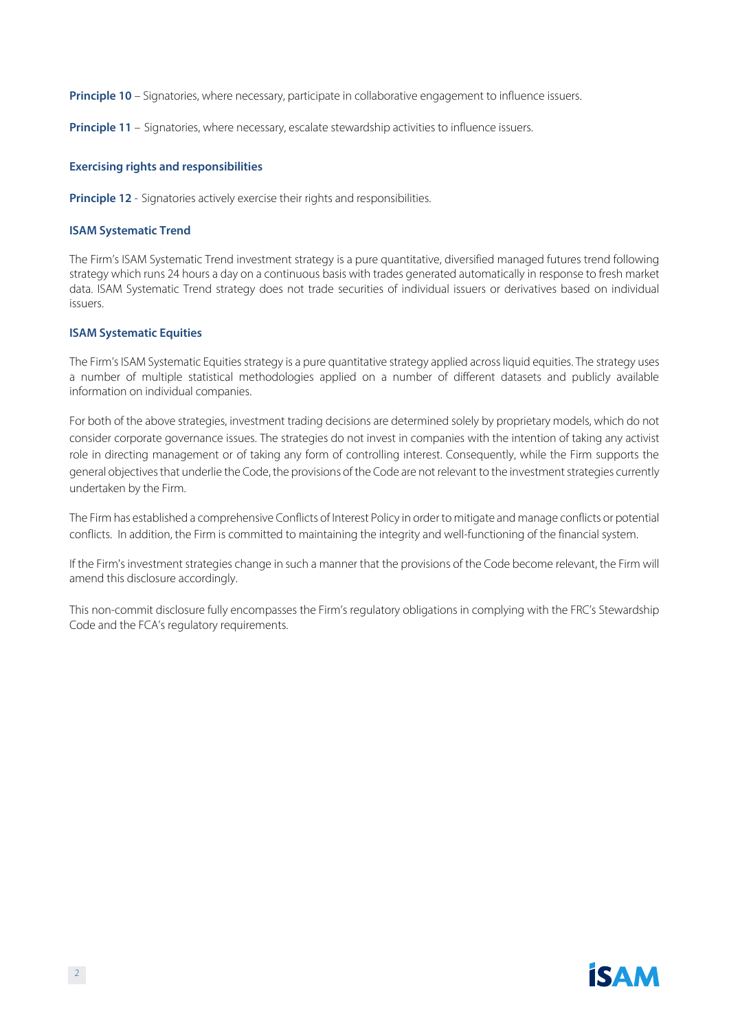**Principle 10** – Signatories, where necessary, participate in collaborative engagement to influence issuers.

**Principle 11** – Signatories, where necessary, escalate stewardship activities to influence issuers.

### Exercising rights and responsibilities

**Principle 12** - Signatories actively exercise their rights and responsibilities.

### ISAM Systematic Trend

The Firm's ISAM Systematic Trend investment strategy is a pure quantitative, diversified managed futures trend following strategy which runs 24 hours a day on a continuous basis with trades generated automatically in response to fresh market data. ISAM Systematic Trend strategy does not trade securities of individual issuers or derivatives based on individual issuers.

### ISAM Systematic Equities

The Firm's ISAM Systematic Equities strategy is a pure quantitative strategy applied across liquid equities. The strategy uses a number of multiple statistical methodologies applied on a number of different datasets and publicly available information on individual companies.

For both of the above strategies, investment trading decisions are determined solely by proprietary models, which do not consider corporate governance issues. The strategies do not invest in companies with the intention of taking any activist role in directing management or of taking any form of controlling interest. Consequently, while the Firm supports the general objectives that underlie the Code, the provisions of the Code are not relevant to the investment strategies currently undertaken by the Firm.

The Firm has established a comprehensive Conflicts of Interest Policy in order to mitigate and manage conflicts or potential conflicts. In addition, the Firm is committed to maintaining the integrity and well-functioning of the financial system.

If the Firm's investment strategies change in such a manner that the provisions of the Code become relevant, the Firm will amend this disclosure accordingly.

This non-commit disclosure fully encompasses the Firm's regulatory obligations in complying with the FRC's Stewardship Code and the FCA's regulatory requirements.